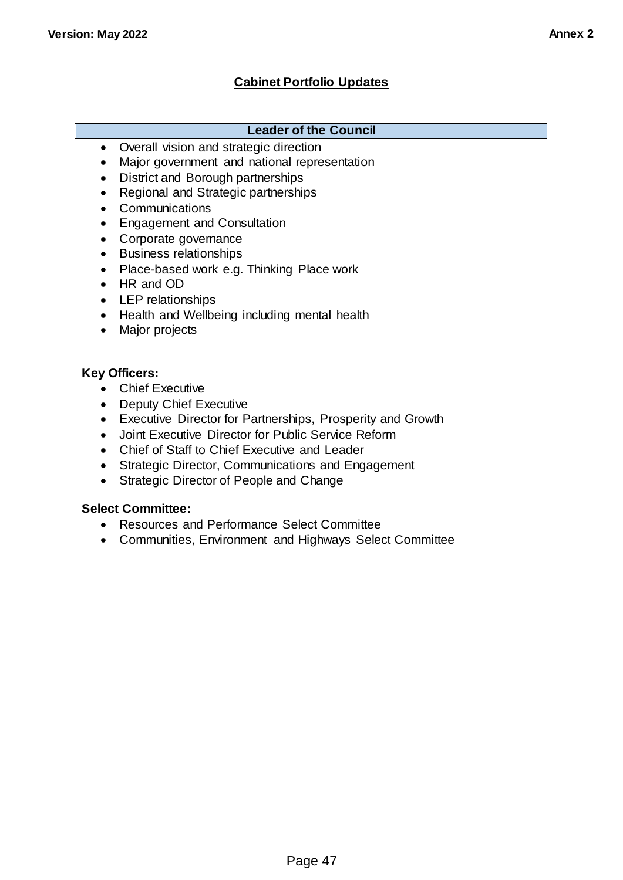Version: May 2022

Annex 2

# Cabinet Portfolio Updates

## Leader of the Council

- Overall vision and strategic direction
- Major government and national representation
- District and Borough partnerships
- Regional and Strategic partnerships
- Communications
- Engagement and Consultation
- Corporate governance
- Business relationships
- Place-based work e.g. Thinking Place work
- HR and OD
- LEP relationships
- Health and Wellbeing including mental health
- Major projects

**Key Officers:**

- Chief Executive
- Deputy Chief Executive
- Executive Director for Partnerships, Prosperity and Growth
- Joint Executive Director for Public Service Reform
- Chief of Staff to Chief Executive and Leader
- Strategic Director, Communications and Engagement
- Strategic Director of People and Change

**Select Committee:**

- Resources and Performance Select Committee
- Communities, Environment and Highways Select Committee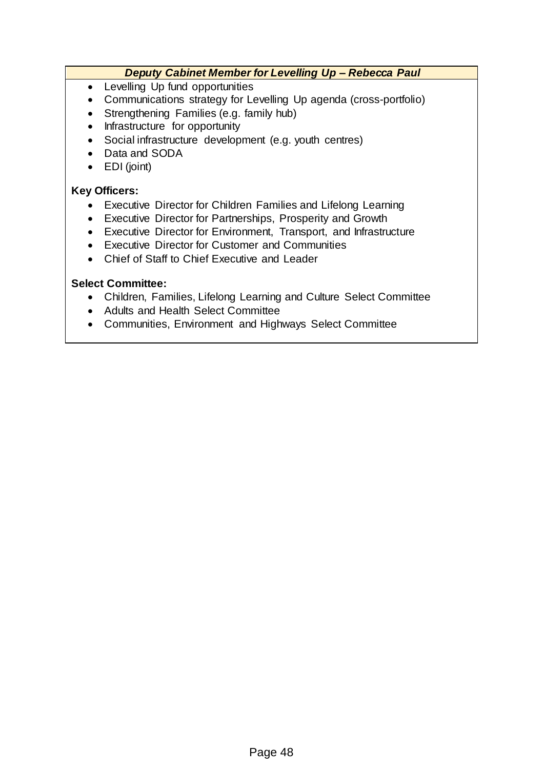### *Deputy Cabinet Member for Levelling Up – Rebecca Paul*

- Levelling Up fund opportunities
- Communications strategy for Levelling Up agenda (cross-portfolio)
- Strengthening Families (e.g. family hub)
- Infrastructure for opportunity
- Social infrastructure development (e.g. youth centres)
- Data and SODA
- EDI (joint)

**Key Officers:**

- Executive Director for Children Families and Lifelong Learning
- Executive Director for Partnerships, Prosperity and Growth
- Executive Director for Environment, Transport, and Infrastructure
- Executive Director for Customer and Communities
- Chief of Staff to Chief Executive and Leader

**Select Committee:**

- Children, Families, Lifelong Learning and Culture Select Committee
- Adults and Health Select Committee
- Communities, Environment and Highways Select Committee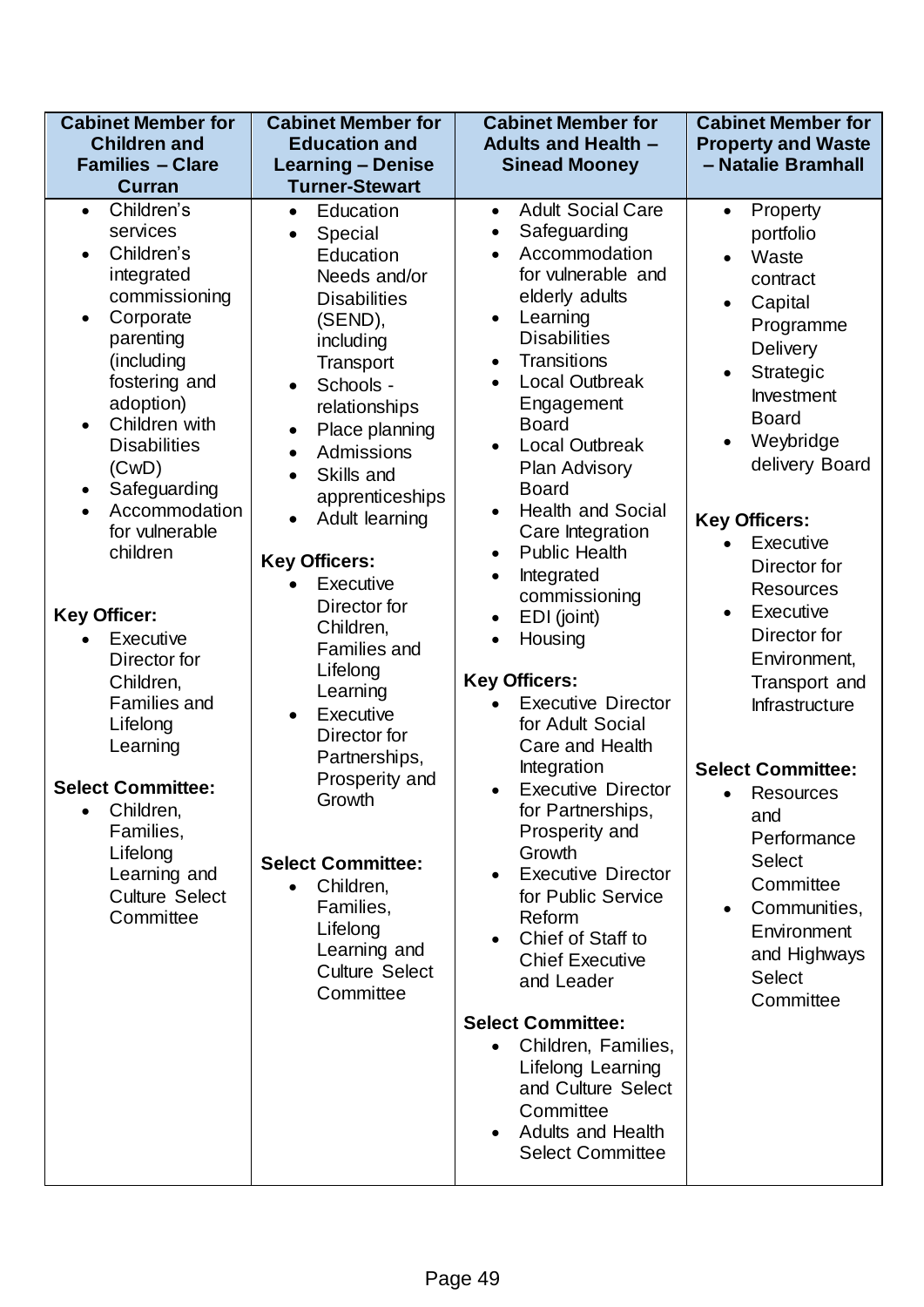| Cabinet Member for Children and Families – Clare Curran | Cabinet Member for Education and Learning – Denise Turner-Stewart | Cabinet Member for Adults and Health – Sinead Mooney | Cabinet Member for Property and Waste – Natalie Bramhall |
|---|---|---|---|
| • Children's services<br>• Children's integrated commissioning<br>• Corporate parenting (including fostering and adoption)<br>• Children with Disabilities (CwD)<br>• Safeguarding<br>• Accommodation for vulnerable children<br><br>**Key Officer:**<br>• Executive Director for Children, Families and Lifelong Learning<br><br>**Select Committee:**<br>• Children, Families, Lifelong Learning and Culture Select Committee | • Education<br>• Special Education Needs and/or Disabilities (SEND), including Transport<br>• Schools - relationships<br>• Place planning<br>• Admissions<br>• Skills and apprenticeships<br>• Adult learning<br><br>**Key Officers:**<br>• Executive Director for Children, Families and Lifelong Learning<br>• Executive Director for Partnerships, Prosperity and Growth<br><br>**Select Committee:**<br>• Children, Families, Lifelong Learning and Culture Select Committee | • Adult Social Care<br>• Safeguarding<br>• Accommodation for vulnerable and elderly adults<br>• Learning Disabilities<br>• Transitions<br>• Local Outbreak Engagement Board<br>• Local Outbreak Plan Advisory Board<br>• Health and Social Care Integration<br>• Public Health<br>• Integrated commissioning<br>• EDI (joint)<br>• Housing<br><br>**Key Officers:**<br>• Executive Director for Adult Social Care and Health Integration<br>• Executive Director for Partnerships, Prosperity and Growth<br>• Executive Director for Public Service Reform<br>• Chief of Staff to Chief Executive and Leader<br><br>**Select Committee:**<br>• Children, Families, Lifelong Learning and Culture Select Committee<br>• Adults and Health Select Committee | • Property portfolio<br>• Waste contract<br>• Capital Programme Delivery<br>• Strategic Investment Board<br>• Weybridge delivery Board<br><br>**Key Officers:**<br>• Executive Director for Resources<br>• Executive Director for Environment, Transport and Infrastructure<br><br>**Select Committee:**<br>• Resources and Performance Select Committee<br>• Communities, Environment and Highways Select Committee |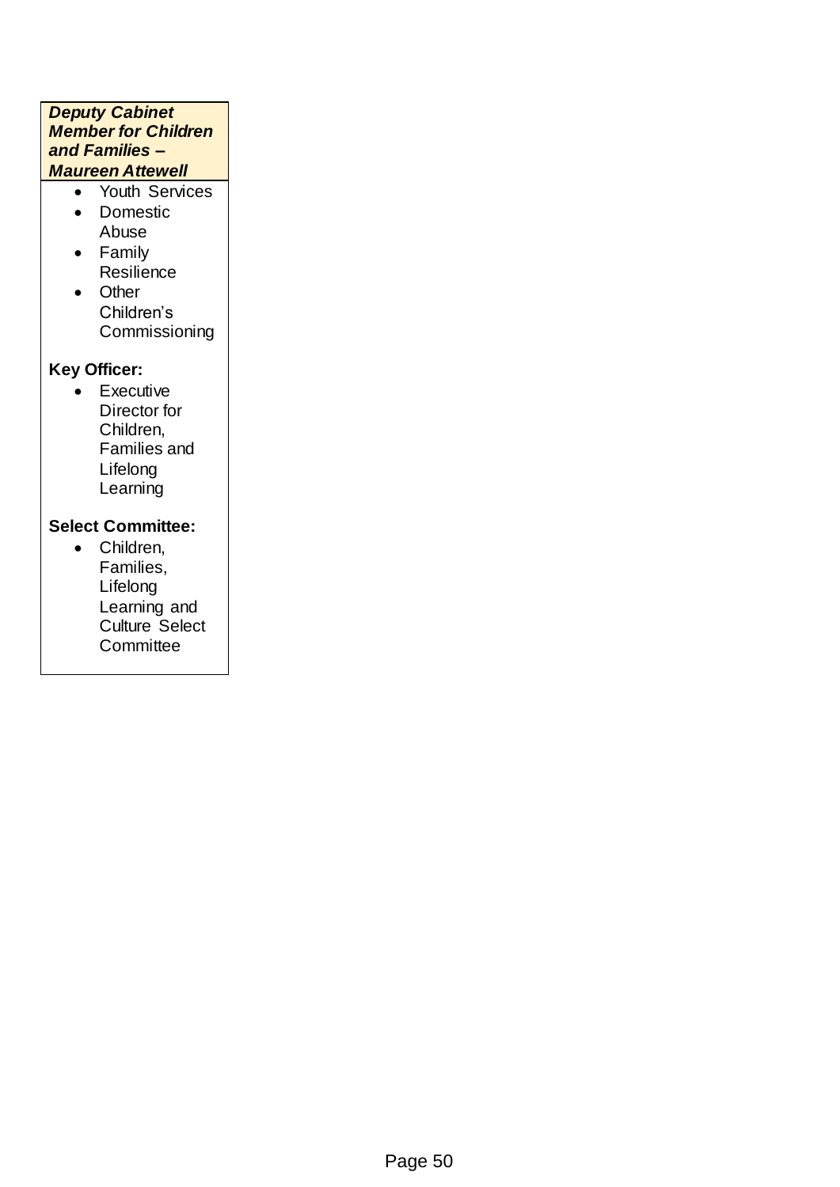***Deputy Cabinet Member for Children and Families – Maureen Attewell***

- Youth Services
- Domestic Abuse
- Family Resilience
- Other Children's Commissioning

**Key Officer:**

- Executive Director for Children, Families and Lifelong Learning

**Select Committee:**

- Children, Families, Lifelong Learning and Culture Select Committee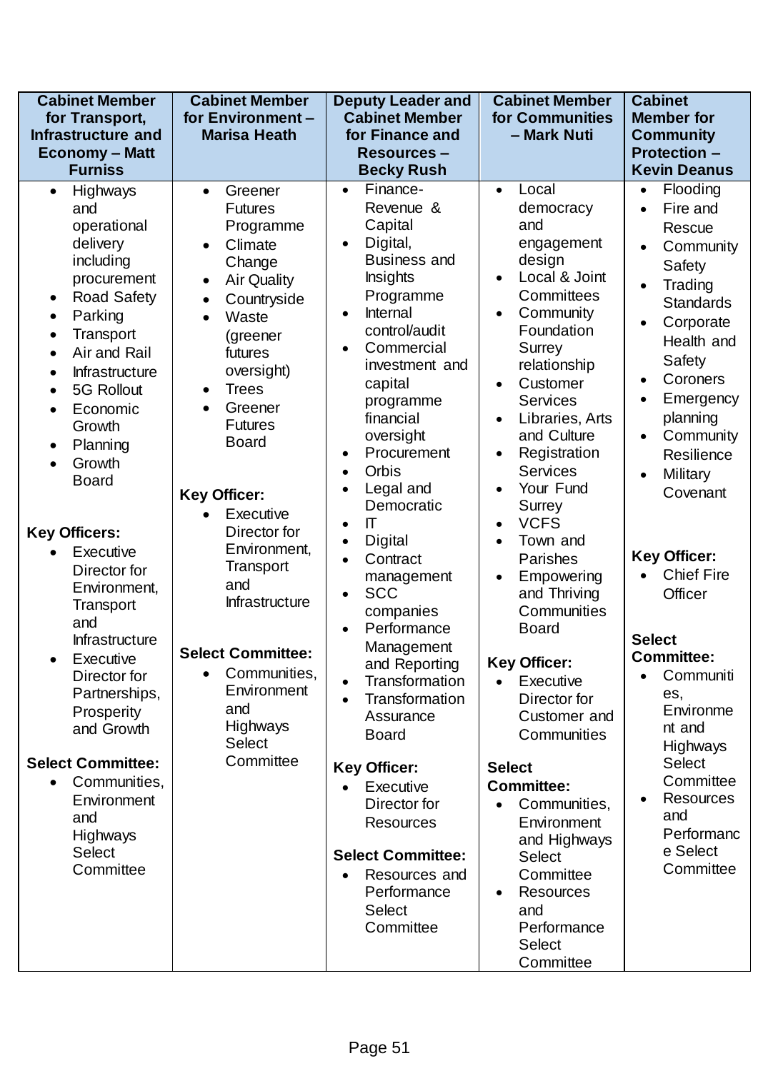| Cabinet Member for Transport, Infrastructure and Economy – Matt Furniss | Cabinet Member for Environment – Marisa Heath | Deputy Leader and Cabinet Member for Finance and Resources – Becky Rush | Cabinet Member for Communities – Mark Nuti | Cabinet Member for Community Protection – Kevin Deanus |
|---|---|---|---|---|
| • Highways and operational delivery including procurement<br>• Road Safety<br>• Parking<br>• Transport<br>• Air and Rail<br>• Infrastructure<br>• 5G Rollout<br>• Economic Growth<br>• Planning<br>• Growth Board<br><br>**Key Officers:**<br>• Executive Director for Environment, Transport and Infrastructure<br>• Executive Director for Partnerships, Prosperity and Growth<br><br>**Select Committee:**<br>• Communities, Environment and Highways Select Committee | • Greener Futures Programme<br>• Climate Change<br>• Air Quality<br>• Countryside<br>• Waste (greener futures oversight)<br>• Trees<br>• Greener Futures Board<br><br>**Key Officer:**<br>• Executive Director for Environment, Transport and Infrastructure<br><br>**Select Committee:**<br>• Communities, Environment and Highways Select Committee | • Finance-Revenue & Capital<br>• Digital, Business and Insights Programme<br>• Internal control/audit<br>• Commercial investment and capital programme financial oversight<br>• Procurement<br>• Orbis<br>• Legal and Democratic<br>• IT<br>• Digital<br>• Contract management<br>• SCC companies<br>• Performance Management and Reporting<br>• Transformation<br>• Transformation Assurance Board<br><br>**Key Officer:**<br>• Executive Director for Resources<br><br>**Select Committee:**<br>• Resources and Performance Select Committee | • Local democracy and engagement design<br>• Local & Joint Committees<br>• Community Foundation Surrey relationship<br>• Customer Services<br>• Libraries, Arts and Culture<br>• Registration Services<br>• Your Fund Surrey<br>• VCFS<br>• Town and Parishes<br>• Empowering and Thriving Communities Board<br><br>**Key Officer:**<br>• Executive Director for Customer and Communities<br><br>**Select Committee:**<br>• Communities, Environment and Highways Select Committee<br>• Resources and Performance Select Committee | • Flooding<br>• Fire and Rescue<br>• Community Safety<br>• Trading Standards<br>• Corporate Health and Safety<br>• Coroners<br>• Emergency planning<br>• Community Resilience<br>• Military Covenant<br><br>**Key Officer:**<br>• Chief Fire Officer<br><br>**Select Committee:**<br>• Communities, Environment and Highways Select Committee<br>• Resources and Performance Select Committee |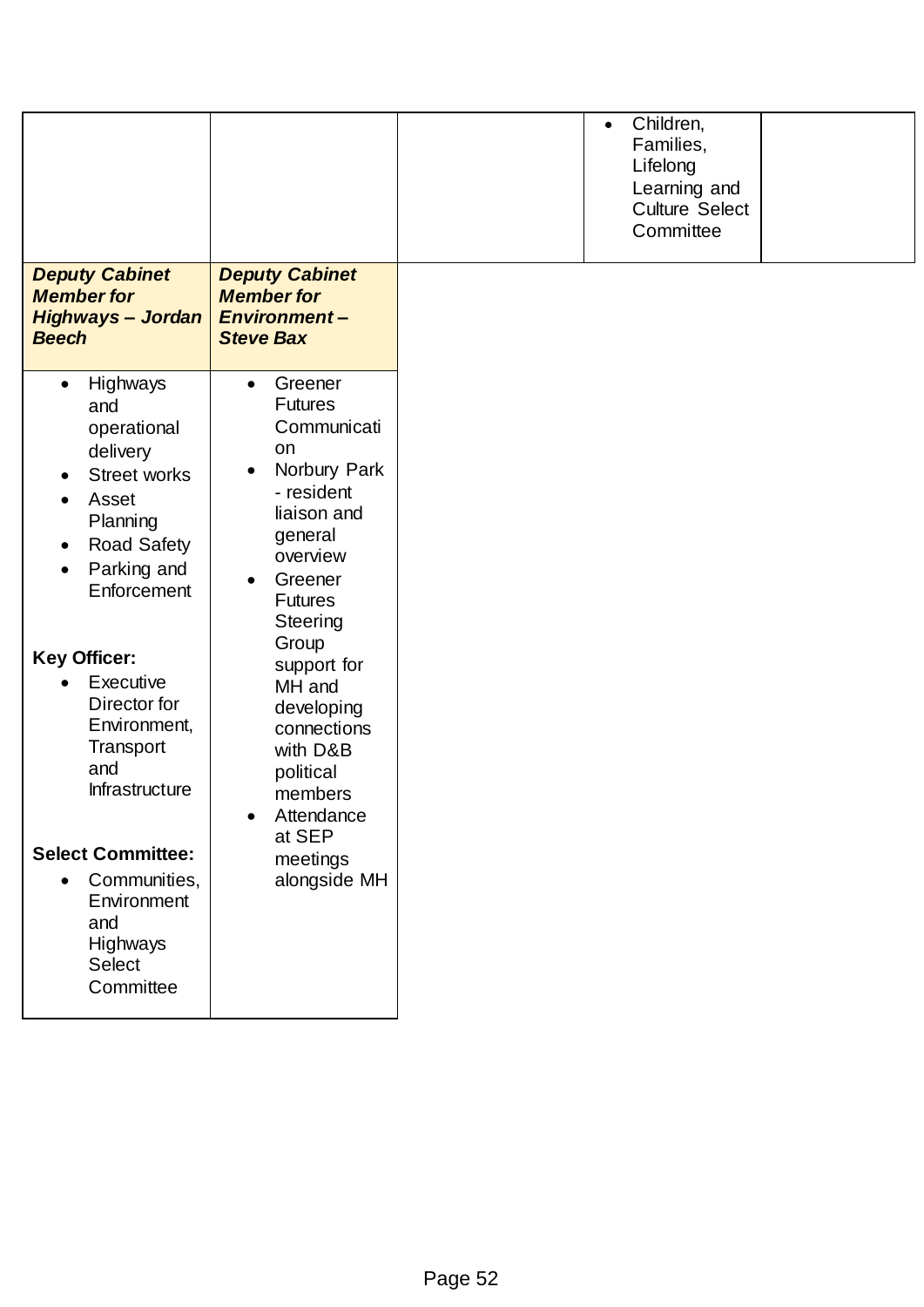| | | | | |
|---|---|---|---|---|
| | | | • Children, Families, Lifelong Learning and Culture Select Committee | |
| ***Deputy Cabinet Member for Highways – Jordan Beech*** | ***Deputy Cabinet Member for Environment – Steve Bax*** | | | |
| • Highways and operational delivery<br>• Street works<br>• Asset Planning<br>• Road Safety<br>• Parking and Enforcement<br><br>**Key Officer:**<br>• Executive Director for Environment, Transport and Infrastructure<br><br>**Select Committee:**<br>• Communities, Environment and Highways Select Committee | • Greener Futures Communication<br>• Norbury Park - resident liaison and general overview<br>• Greener Futures Steering Group support for MH and developing connections with D&B political members<br>• Attendance at SEP meetings alongside MH | | | |